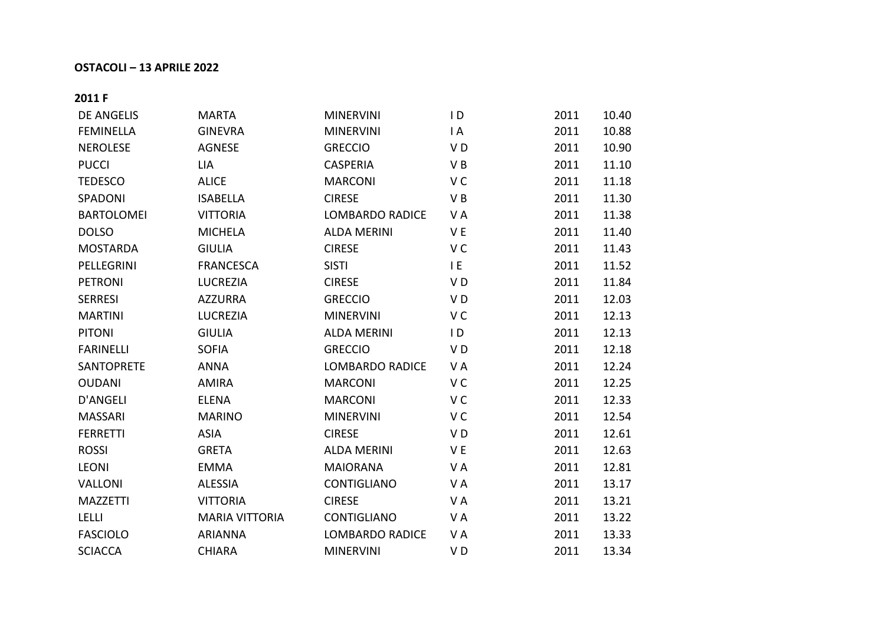**OSTACOLI – 13 APRILE 2022**

**2011 F**

| | | | | | |
|---|---|---|---|---|---|
| DE ANGELIS | MARTA | MINERVINI | I D | 2011 | 10.40 |
| FEMINELLA | GINEVRA | MINERVINI | I A | 2011 | 10.88 |
| NEROLESE | AGNESE | GRECCIO | V D | 2011 | 10.90 |
| PUCCI | LIA | CASPERIA | V B | 2011 | 11.10 |
| TEDESCO | ALICE | MARCONI | V C | 2011 | 11.18 |
| SPADONI | ISABELLA | CIRESE | V B | 2011 | 11.30 |
| BARTOLOMEI | VITTORIA | LOMBARDO RADICE | V A | 2011 | 11.38 |
| DOLSO | MICHELA | ALDA MERINI | V E | 2011 | 11.40 |
| MOSTARDA | GIULIA | CIRESE | V C | 2011 | 11.43 |
| PELLEGRINI | FRANCESCA | SISTI | I E | 2011 | 11.52 |
| PETRONI | LUCREZIA | CIRESE | V D | 2011 | 11.84 |
| SERRESI | AZZURRA | GRECCIO | V D | 2011 | 12.03 |
| MARTINI | LUCREZIA | MINERVINI | V C | 2011 | 12.13 |
| PITONI | GIULIA | ALDA MERINI | I D | 2011 | 12.13 |
| FARINELLI | SOFIA | GRECCIO | V D | 2011 | 12.18 |
| SANTOPRETE | ANNA | LOMBARDO RADICE | V A | 2011 | 12.24 |
| OUDANI | AMIRA | MARCONI | V C | 2011 | 12.25 |
| D'ANGELI | ELENA | MARCONI | V C | 2011 | 12.33 |
| MASSARI | MARINO | MINERVINI | V C | 2011 | 12.54 |
| FERRETTI | ASIA | CIRESE | V D | 2011 | 12.61 |
| ROSSI | GRETA | ALDA MERINI | V E | 2011 | 12.63 |
| LEONI | EMMA | MAIORANA | V A | 2011 | 12.81 |
| VALLONI | ALESSIA | CONTIGLIANO | V A | 2011 | 13.17 |
| MAZZETTI | VITTORIA | CIRESE | V A | 2011 | 13.21 |
| LELLI | MARIA VITTORIA | CONTIGLIANO | V A | 2011 | 13.22 |
| FASCIOLO | ARIANNA | LOMBARDO RADICE | V A | 2011 | 13.33 |
| SCIACCA | CHIARA | MINERVINI | V D | 2011 | 13.34 |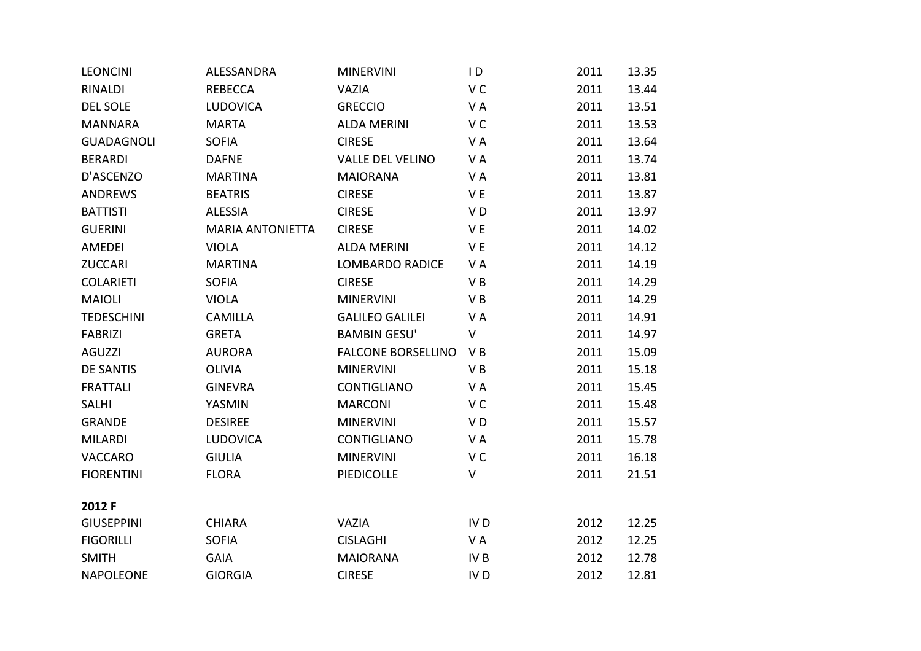| | | | | | |
|---|---|---|---|---|---|
| LEONCINI | ALESSANDRA | MINERVINI | I D | 2011 | 13.35 |
| RINALDI | REBECCA | VAZIA | V C | 2011 | 13.44 |
| DEL SOLE | LUDOVICA | GRECCIO | V A | 2011 | 13.51 |
| MANNARA | MARTA | ALDA MERINI | V C | 2011 | 13.53 |
| GUADAGNOLI | SOFIA | CIRESE | V A | 2011 | 13.64 |
| BERARDI | DAFNE | VALLE DEL VELINO | V A | 2011 | 13.74 |
| D'ASCENZO | MARTINA | MAIORANA | V A | 2011 | 13.81 |
| ANDREWS | BEATRIS | CIRESE | V E | 2011 | 13.87 |
| BATTISTI | ALESSIA | CIRESE | V D | 2011 | 13.97 |
| GUERINI | MARIA ANTONIETTA | CIRESE | V E | 2011 | 14.02 |
| AMEDEI | VIOLA | ALDA MERINI | V E | 2011 | 14.12 |
| ZUCCARI | MARTINA | LOMBARDO RADICE | V A | 2011 | 14.19 |
| COLARIETI | SOFIA | CIRESE | V B | 2011 | 14.29 |
| MAIOLI | VIOLA | MINERVINI | V B | 2011 | 14.29 |
| TEDESCHINI | CAMILLA | GALILEO GALILEI | V A | 2011 | 14.91 |
| FABRIZI | GRETA | BAMBIN GESU' | V | 2011 | 14.97 |
| AGUZZI | AURORA | FALCONE BORSELLINO | V B | 2011 | 15.09 |
| DE SANTIS | OLIVIA | MINERVINI | V B | 2011 | 15.18 |
| FRATTALI | GINEVRA | CONTIGLIANO | V A | 2011 | 15.45 |
| SALHI | YASMIN | MARCONI | V C | 2011 | 15.48 |
| GRANDE | DESIREE | MINERVINI | V D | 2011 | 15.57 |
| MILARDI | LUDOVICA | CONTIGLIANO | V A | 2011 | 15.78 |
| VACCARO | GIULIA | MINERVINI | V C | 2011 | 16.18 |
| FIORENTINI | FLORA | PIEDICOLLE | V | 2011 | 21.51 |

**2012 F**

| | | | | | |
|---|---|---|---|---|---|
| GIUSEPPINI | CHIARA | VAZIA | IV D | 2012 | 12.25 |
| FIGORILLI | SOFIA | CISLAGHI | V A | 2012 | 12.25 |
| SMITH | GAIA | MAIORANA | IV B | 2012 | 12.78 |
| NAPOLEONE | GIORGIA | CIRESE | IV D | 2012 | 12.81 |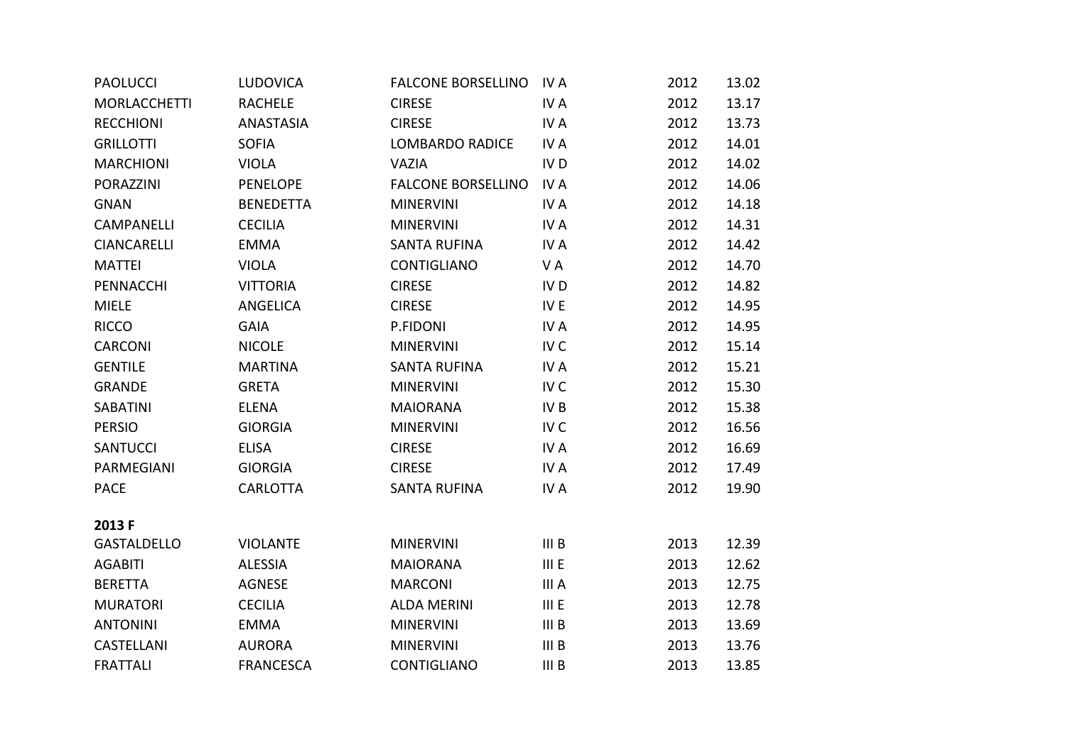| | | | | | |
|---|---|---|---|---|---|
| PAOLUCCI | LUDOVICA | FALCONE BORSELLINO | IV A | 2012 | 13.02 |
| MORLACCHETTI | RACHELE | CIRESE | IV A | 2012 | 13.17 |
| RECCHIONI | ANASTASIA | CIRESE | IV A | 2012 | 13.73 |
| GRILLOTTI | SOFIA | LOMBARDO RADICE | IV A | 2012 | 14.01 |
| MARCHIONI | VIOLA | VAZIA | IV D | 2012 | 14.02 |
| PORAZZINI | PENELOPE | FALCONE BORSELLINO | IV A | 2012 | 14.06 |
| GNAN | BENEDETTA | MINERVINI | IV A | 2012 | 14.18 |
| CAMPANELLI | CECILIA | MINERVINI | IV A | 2012 | 14.31 |
| CIANCARELLI | EMMA | SANTA RUFINA | IV A | 2012 | 14.42 |
| MATTEI | VIOLA | CONTIGLIANO | V A | 2012 | 14.70 |
| PENNACCHI | VITTORIA | CIRESE | IV D | 2012 | 14.82 |
| MIELE | ANGELICA | CIRESE | IV E | 2012 | 14.95 |
| RICCO | GAIA | P.FIDONI | IV A | 2012 | 14.95 |
| CARCONI | NICOLE | MINERVINI | IV C | 2012 | 15.14 |
| GENTILE | MARTINA | SANTA RUFINA | IV A | 2012 | 15.21 |
| GRANDE | GRETA | MINERVINI | IV C | 2012 | 15.30 |
| SABATINI | ELENA | MAIORANA | IV B | 2012 | 15.38 |
| PERSIO | GIORGIA | MINERVINI | IV C | 2012 | 16.56 |
| SANTUCCI | ELISA | CIRESE | IV A | 2012 | 16.69 |
| PARMEGIANI | GIORGIA | CIRESE | IV A | 2012 | 17.49 |
| PACE | CARLOTTA | SANTA RUFINA | IV A | 2012 | 19.90 |

**2013 F**

| | | | | | |
|---|---|---|---|---|---|
| GASTALDELLO | VIOLANTE | MINERVINI | III B | 2013 | 12.39 |
| AGABITI | ALESSIA | MAIORANA | III E | 2013 | 12.62 |
| BERETTA | AGNESE | MARCONI | III A | 2013 | 12.75 |
| MURATORI | CECILIA | ALDA MERINI | III E | 2013 | 12.78 |
| ANTONINI | EMMA | MINERVINI | III B | 2013 | 13.69 |
| CASTELLANI | AURORA | MINERVINI | III B | 2013 | 13.76 |
| FRATTALI | FRANCESCA | CONTIGLIANO | III B | 2013 | 13.85 |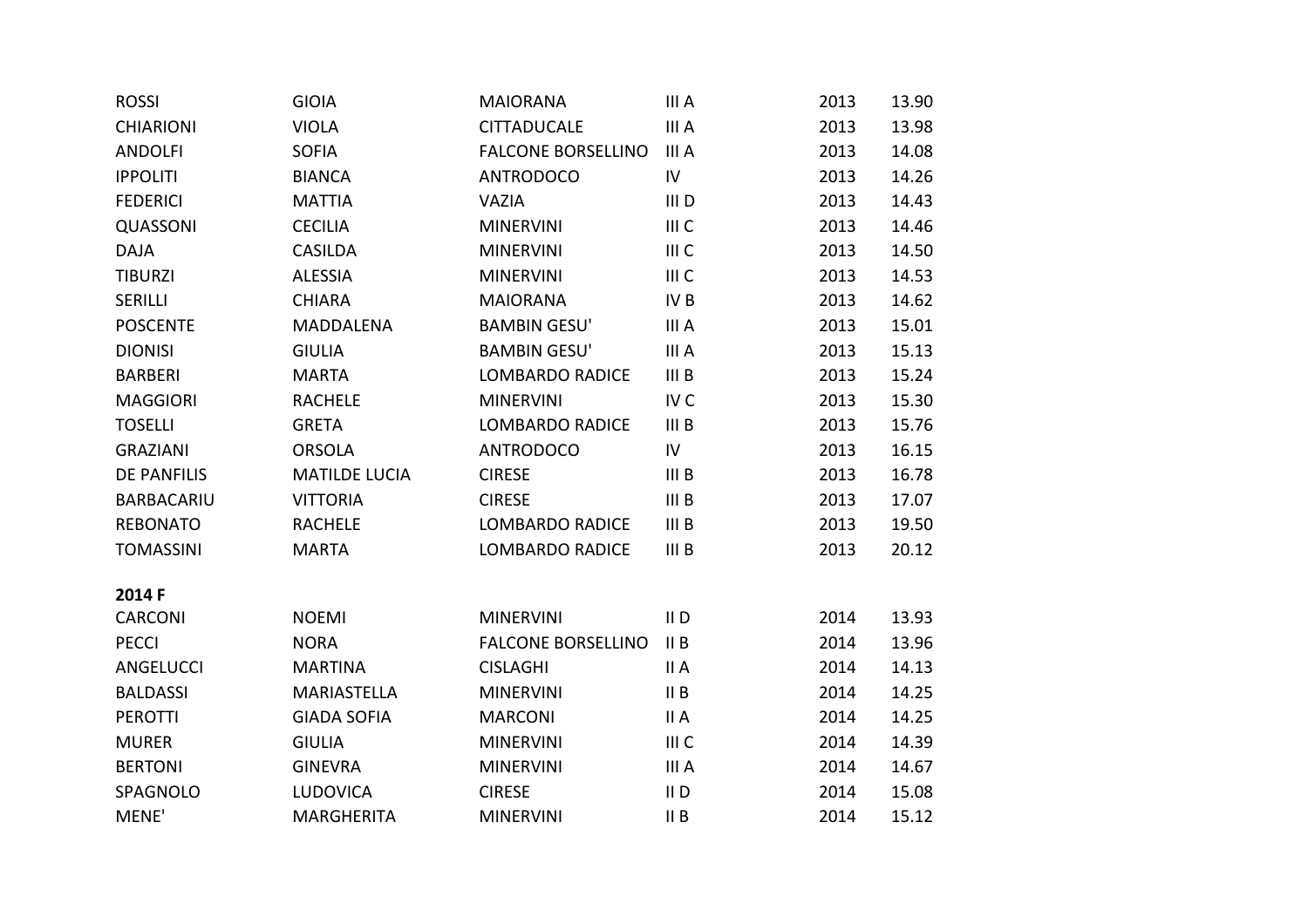| | | | | | |
|---|---|---|---|---|---|
| ROSSI | GIOIA | MAIORANA | III A | 2013 | 13.90 |
| CHIARIONI | VIOLA | CITTADUCALE | III A | 2013 | 13.98 |
| ANDOLFI | SOFIA | FALCONE BORSELLINO | III A | 2013 | 14.08 |
| IPPOLITI | BIANCA | ANTRODOCO | IV | 2013 | 14.26 |
| FEDERICI | MATTIA | VAZIA | III D | 2013 | 14.43 |
| QUASSONI | CECILIA | MINERVINI | III C | 2013 | 14.46 |
| DAJA | CASILDA | MINERVINI | III C | 2013 | 14.50 |
| TIBURZI | ALESSIA | MINERVINI | III C | 2013 | 14.53 |
| SERILLI | CHIARA | MAIORANA | IV B | 2013 | 14.62 |
| POSCENTE | MADDALENA | BAMBIN GESU' | III A | 2013 | 15.01 |
| DIONISI | GIULIA | BAMBIN GESU' | III A | 2013 | 15.13 |
| BARBERI | MARTA | LOMBARDO RADICE | III B | 2013 | 15.24 |
| MAGGIORI | RACHELE | MINERVINI | IV C | 2013 | 15.30 |
| TOSELLI | GRETA | LOMBARDO RADICE | III B | 2013 | 15.76 |
| GRAZIANI | ORSOLA | ANTRODOCO | IV | 2013 | 16.15 |
| DE PANFILIS | MATILDE LUCIA | CIRESE | III B | 2013 | 16.78 |
| BARBACARIU | VITTORIA | CIRESE | III B | 2013 | 17.07 |
| REBONATO | RACHELE | LOMBARDO RADICE | III B | 2013 | 19.50 |
| TOMASSINI | MARTA | LOMBARDO RADICE | III B | 2013 | 20.12 |

**2014 F**

| | | | | | |
|---|---|---|---|---|---|
| CARCONI | NOEMI | MINERVINI | II D | 2014 | 13.93 |
| PECCI | NORA | FALCONE BORSELLINO | II B | 2014 | 13.96 |
| ANGELUCCI | MARTINA | CISLAGHI | II A | 2014 | 14.13 |
| BALDASSI | MARIASTELLA | MINERVINI | II B | 2014 | 14.25 |
| PEROTTI | GIADA SOFIA | MARCONI | II A | 2014 | 14.25 |
| MURER | GIULIA | MINERVINI | III C | 2014 | 14.39 |
| BERTONI | GINEVRA | MINERVINI | III A | 2014 | 14.67 |
| SPAGNOLO | LUDOVICA | CIRESE | II D | 2014 | 15.08 |
| MENE' | MARGHERITA | MINERVINI | II B | 2014 | 15.12 |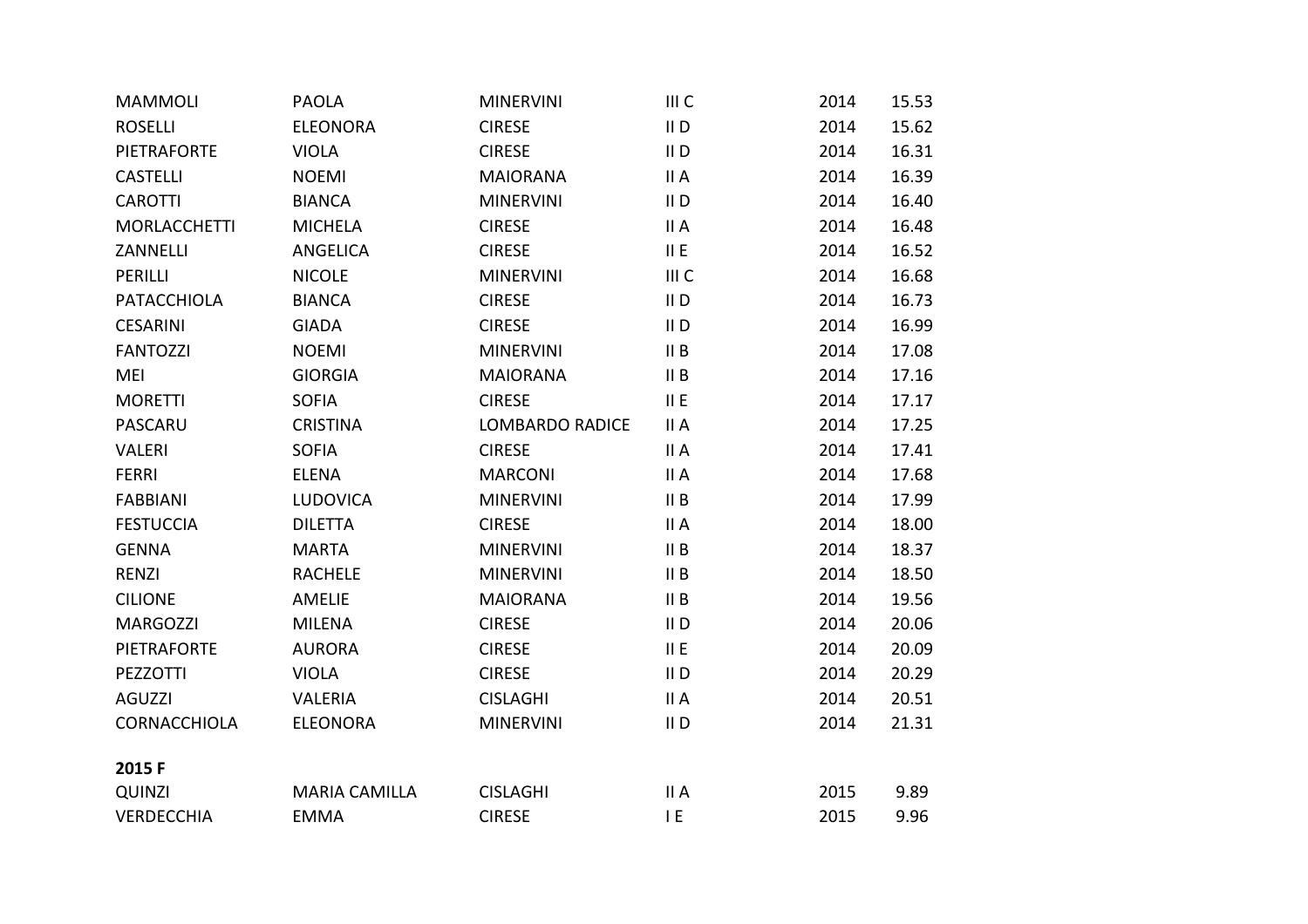| | | | | | |
|---|---|---|---|---|---|
| MAMMOLI | PAOLA | MINERVINI | III C | 2014 | 15.53 |
| ROSELLI | ELEONORA | CIRESE | II D | 2014 | 15.62 |
| PIETRAFORTE | VIOLA | CIRESE | II D | 2014 | 16.31 |
| CASTELLI | NOEMI | MAIORANA | II A | 2014 | 16.39 |
| CAROTTI | BIANCA | MINERVINI | II D | 2014 | 16.40 |
| MORLACCHETTI | MICHELA | CIRESE | II A | 2014 | 16.48 |
| ZANNELLI | ANGELICA | CIRESE | II E | 2014 | 16.52 |
| PERILLI | NICOLE | MINERVINI | III C | 2014 | 16.68 |
| PATACCHIOLA | BIANCA | CIRESE | II D | 2014 | 16.73 |
| CESARINI | GIADA | CIRESE | II D | 2014 | 16.99 |
| FANTOZZI | NOEMI | MINERVINI | II B | 2014 | 17.08 |
| MEI | GIORGIA | MAIORANA | II B | 2014 | 17.16 |
| MORETTI | SOFIA | CIRESE | II E | 2014 | 17.17 |
| PASCARU | CRISTINA | LOMBARDO RADICE | II A | 2014 | 17.25 |
| VALERI | SOFIA | CIRESE | II A | 2014 | 17.41 |
| FERRI | ELENA | MARCONI | II A | 2014 | 17.68 |
| FABBIANI | LUDOVICA | MINERVINI | II B | 2014 | 17.99 |
| FESTUCCIA | DILETTA | CIRESE | II A | 2014 | 18.00 |
| GENNA | MARTA | MINERVINI | II B | 2014 | 18.37 |
| RENZI | RACHELE | MINERVINI | II B | 2014 | 18.50 |
| CILIONE | AMELIE | MAIORANA | II B | 2014 | 19.56 |
| MARGOZZI | MILENA | CIRESE | II D | 2014 | 20.06 |
| PIETRAFORTE | AURORA | CIRESE | II E | 2014 | 20.09 |
| PEZZOTTI | VIOLA | CIRESE | II D | 2014 | 20.29 |
| AGUZZI | VALERIA | CISLAGHI | II A | 2014 | 20.51 |
| CORNACCHIOLA | ELEONORA | MINERVINI | II D | 2014 | 21.31 |

**2015 F**

| | | | | | |
|---|---|---|---|---|---|
| QUINZI | MARIA CAMILLA | CISLAGHI | II A | 2015 | 9.89 |
| VERDECCHIA | EMMA | CIRESE | I E | 2015 | 9.96 |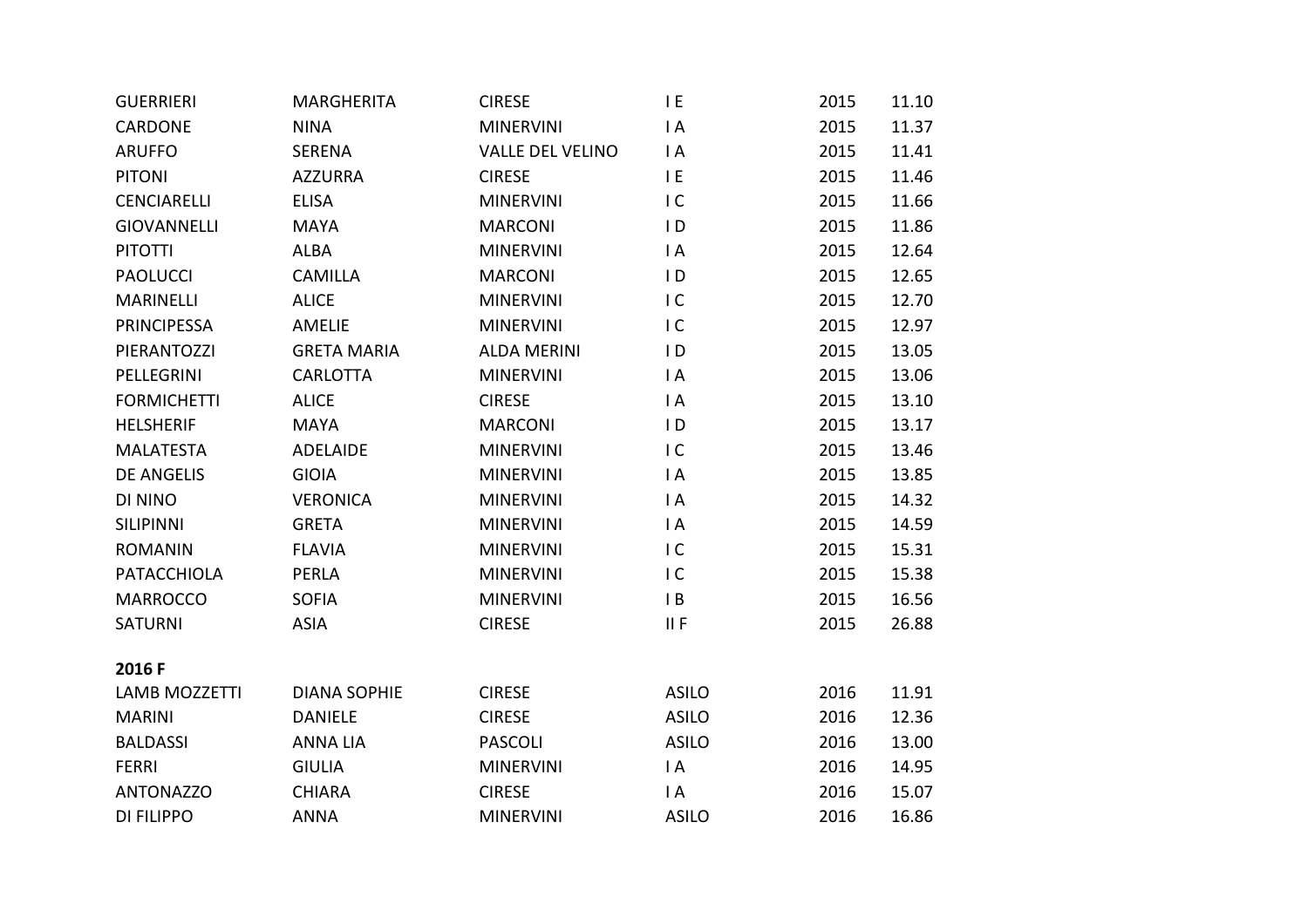| | | | | | |
|---|---|---|---|---|---|
| GUERRIERI | MARGHERITA | CIRESE | I E | 2015 | 11.10 |
| CARDONE | NINA | MINERVINI | I A | 2015 | 11.37 |
| ARUFFO | SERENA | VALLE DEL VELINO | I A | 2015 | 11.41 |
| PITONI | AZZURRA | CIRESE | I E | 2015 | 11.46 |
| CENCIARELLI | ELISA | MINERVINI | I C | 2015 | 11.66 |
| GIOVANNELLI | MAYA | MARCONI | I D | 2015 | 11.86 |
| PITOTTI | ALBA | MINERVINI | I A | 2015 | 12.64 |
| PAOLUCCI | CAMILLA | MARCONI | I D | 2015 | 12.65 |
| MARINELLI | ALICE | MINERVINI | I C | 2015 | 12.70 |
| PRINCIPESSA | AMELIE | MINERVINI | I C | 2015 | 12.97 |
| PIERANTOZZI | GRETA MARIA | ALDA MERINI | I D | 2015 | 13.05 |
| PELLEGRINI | CARLOTTA | MINERVINI | I A | 2015 | 13.06 |
| FORMICHETTI | ALICE | CIRESE | I A | 2015 | 13.10 |
| HELSHERIF | MAYA | MARCONI | I D | 2015 | 13.17 |
| MALATESTA | ADELAIDE | MINERVINI | I C | 2015 | 13.46 |
| DE ANGELIS | GIOIA | MINERVINI | I A | 2015 | 13.85 |
| DI NINO | VERONICA | MINERVINI | I A | 2015 | 14.32 |
| SILIPINNI | GRETA | MINERVINI | I A | 2015 | 14.59 |
| ROMANIN | FLAVIA | MINERVINI | I C | 2015 | 15.31 |
| PATACCHIOLA | PERLA | MINERVINI | I C | 2015 | 15.38 |
| MARROCCO | SOFIA | MINERVINI | I B | 2015 | 16.56 |
| SATURNI | ASIA | CIRESE | II F | 2015 | 26.88 |

**2016 F**

| | | | | | |
|---|---|---|---|---|---|
| LAMB MOZZETTI | DIANA SOPHIE | CIRESE | ASILO | 2016 | 11.91 |
| MARINI | DANIELE | CIRESE | ASILO | 2016 | 12.36 |
| BALDASSI | ANNA LIA | PASCOLI | ASILO | 2016 | 13.00 |
| FERRI | GIULIA | MINERVINI | I A | 2016 | 14.95 |
| ANTONAZZO | CHIARA | CIRESE | I A | 2016 | 15.07 |
| DI FILIPPO | ANNA | MINERVINI | ASILO | 2016 | 16.86 |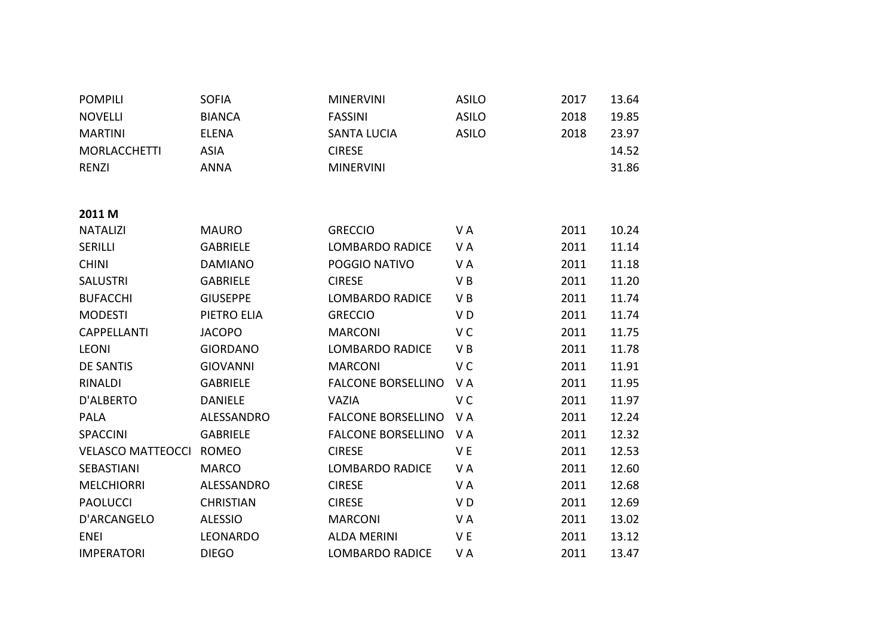| | | | | | |
|---|---|---|---|---|---|
| POMPILI | SOFIA | MINERVINI | ASILO | 2017 | 13.64 |
| NOVELLI | BIANCA | FASSINI | ASILO | 2018 | 19.85 |
| MARTINI | ELENA | SANTA LUCIA | ASILO | 2018 | 23.97 |
| MORLACCHETTI | ASIA | CIRESE | | | 14.52 |
| RENZI | ANNA | MINERVINI | | | 31.86 |

**2011 M**

| | | | | | |
|---|---|---|---|---|---|
| NATALIZI | MAURO | GRECCIO | V A | 2011 | 10.24 |
| SERILLI | GABRIELE | LOMBARDO RADICE | V A | 2011 | 11.14 |
| CHINI | DAMIANO | POGGIO NATIVO | V A | 2011 | 11.18 |
| SALUSTRI | GABRIELE | CIRESE | V B | 2011 | 11.20 |
| BUFACCHI | GIUSEPPE | LOMBARDO RADICE | V B | 2011 | 11.74 |
| MODESTI | PIETRO ELIA | GRECCIO | V D | 2011 | 11.74 |
| CAPPELLANTI | JACOPO | MARCONI | V C | 2011 | 11.75 |
| LEONI | GIORDANO | LOMBARDO RADICE | V B | 2011 | 11.78 |
| DE SANTIS | GIOVANNI | MARCONI | V C | 2011 | 11.91 |
| RINALDI | GABRIELE | FALCONE BORSELLINO | V A | 2011 | 11.95 |
| D'ALBERTO | DANIELE | VAZIA | V C | 2011 | 11.97 |
| PALA | ALESSANDRO | FALCONE BORSELLINO | V A | 2011 | 12.24 |
| SPACCINI | GABRIELE | FALCONE BORSELLINO | V A | 2011 | 12.32 |
| VELASCO MATTEOCCI | ROMEO | CIRESE | V E | 2011 | 12.53 |
| SEBASTIANI | MARCO | LOMBARDO RADICE | V A | 2011 | 12.60 |
| MELCHIORRI | ALESSANDRO | CIRESE | V A | 2011 | 12.68 |
| PAOLUCCI | CHRISTIAN | CIRESE | V D | 2011 | 12.69 |
| D'ARCANGELO | ALESSIO | MARCONI | V A | 2011 | 13.02 |
| ENEI | LEONARDO | ALDA MERINI | V E | 2011 | 13.12 |
| IMPERATORI | DIEGO | LOMBARDO RADICE | V A | 2011 | 13.47 |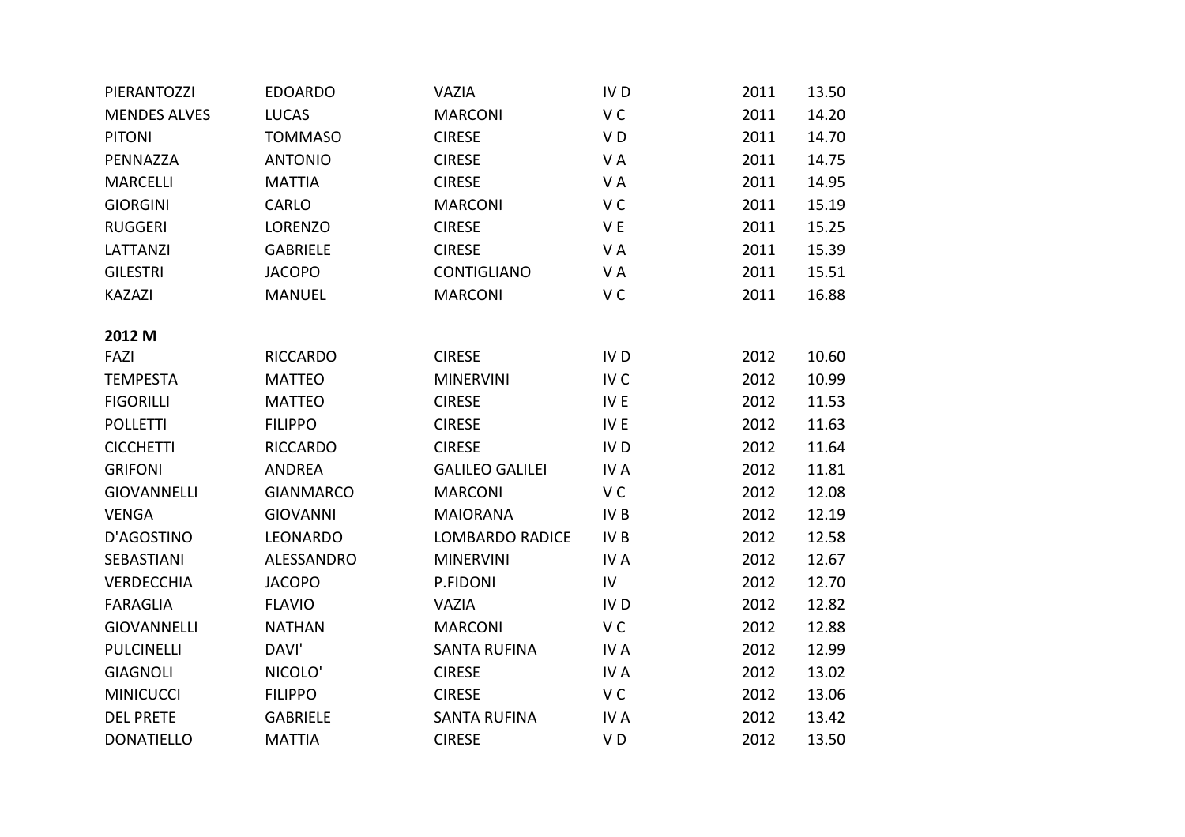| | | | | | |
|---|---|---|---|---|---|
| PIERANTOZZI | EDOARDO | VAZIA | IV D | 2011 | 13.50 |
| MENDES ALVES | LUCAS | MARCONI | V C | 2011 | 14.20 |
| PITONI | TOMMASO | CIRESE | V D | 2011 | 14.70 |
| PENNAZZA | ANTONIO | CIRESE | V A | 2011 | 14.75 |
| MARCELLI | MATTIA | CIRESE | V A | 2011 | 14.95 |
| GIORGINI | CARLO | MARCONI | V C | 2011 | 15.19 |
| RUGGERI | LORENZO | CIRESE | V E | 2011 | 15.25 |
| LATTANZI | GABRIELE | CIRESE | V A | 2011 | 15.39 |
| GILESTRI | JACOPO | CONTIGLIANO | V A | 2011 | 15.51 |
| KAZAZI | MANUEL | MARCONI | V C | 2011 | 16.88 |

**2012 M**

| | | | | | |
|---|---|---|---|---|---|
| FAZI | RICCARDO | CIRESE | IV D | 2012 | 10.60 |
| TEMPESTA | MATTEO | MINERVINI | IV C | 2012 | 10.99 |
| FIGORILLI | MATTEO | CIRESE | IV E | 2012 | 11.53 |
| POLLETTI | FILIPPO | CIRESE | IV E | 2012 | 11.63 |
| CICCHETTI | RICCARDO | CIRESE | IV D | 2012 | 11.64 |
| GRIFONI | ANDREA | GALILEO GALILEI | IV A | 2012 | 11.81 |
| GIOVANNELLI | GIANMARCO | MARCONI | V C | 2012 | 12.08 |
| VENGA | GIOVANNI | MAIORANA | IV B | 2012 | 12.19 |
| D'AGOSTINO | LEONARDO | LOMBARDO RADICE | IV B | 2012 | 12.58 |
| SEBASTIANI | ALESSANDRO | MINERVINI | IV A | 2012 | 12.67 |
| VERDECCHIA | JACOPO | P.FIDONI | IV | 2012 | 12.70 |
| FARAGLIA | FLAVIO | VAZIA | IV D | 2012 | 12.82 |
| GIOVANNELLI | NATHAN | MARCONI | V C | 2012 | 12.88 |
| PULCINELLI | DAVI' | SANTA RUFINA | IV A | 2012 | 12.99 |
| GIAGNOLI | NICOLO' | CIRESE | IV A | 2012 | 13.02 |
| MINICUCCI | FILIPPO | CIRESE | V C | 2012 | 13.06 |
| DEL PRETE | GABRIELE | SANTA RUFINA | IV A | 2012 | 13.42 |
| DONATIELLO | MATTIA | CIRESE | V D | 2012 | 13.50 |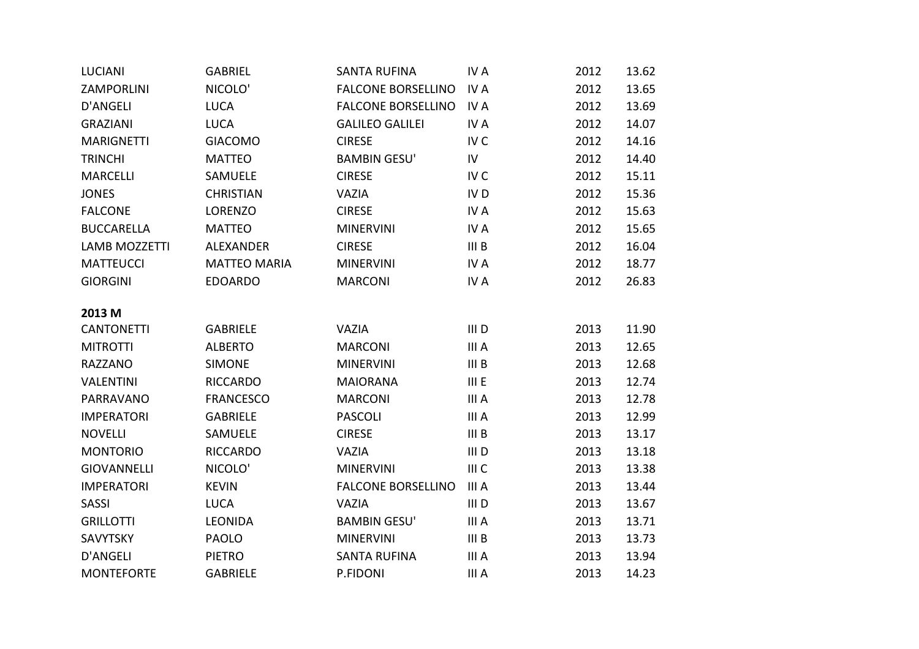| | | | | | |
|---|---|---|---|---|---|
| LUCIANI | GABRIEL | SANTA RUFINA | IV A | 2012 | 13.62 |
| ZAMPORLINI | NICOLO' | FALCONE BORSELLINO | IV A | 2012 | 13.65 |
| D'ANGELI | LUCA | FALCONE BORSELLINO | IV A | 2012 | 13.69 |
| GRAZIANI | LUCA | GALILEO GALILEI | IV A | 2012 | 14.07 |
| MARIGNETTI | GIACOMO | CIRESE | IV C | 2012 | 14.16 |
| TRINCHI | MATTEO | BAMBIN GESU' | IV | 2012 | 14.40 |
| MARCELLI | SAMUELE | CIRESE | IV C | 2012 | 15.11 |
| JONES | CHRISTIAN | VAZIA | IV D | 2012 | 15.36 |
| FALCONE | LORENZO | CIRESE | IV A | 2012 | 15.63 |
| BUCCARELLA | MATTEO | MINERVINI | IV A | 2012 | 15.65 |
| LAMB MOZZETTI | ALEXANDER | CIRESE | III B | 2012 | 16.04 |
| MATTEUCCI | MATTEO MARIA | MINERVINI | IV A | 2012 | 18.77 |
| GIORGINI | EDOARDO | MARCONI | IV A | 2012 | 26.83 |

**2013 M**

| | | | | | |
|---|---|---|---|---|---|
| CANTONETTI | GABRIELE | VAZIA | III D | 2013 | 11.90 |
| MITROTTI | ALBERTO | MARCONI | III A | 2013 | 12.65 |
| RAZZANO | SIMONE | MINERVINI | III B | 2013 | 12.68 |
| VALENTINI | RICCARDO | MAIORANA | III E | 2013 | 12.74 |
| PARRAVANO | FRANCESCO | MARCONI | III A | 2013 | 12.78 |
| IMPERATORI | GABRIELE | PASCOLI | III A | 2013 | 12.99 |
| NOVELLI | SAMUELE | CIRESE | III B | 2013 | 13.17 |
| MONTORIO | RICCARDO | VAZIA | III D | 2013 | 13.18 |
| GIOVANNELLI | NICOLO' | MINERVINI | III C | 2013 | 13.38 |
| IMPERATORI | KEVIN | FALCONE BORSELLINO | III A | 2013 | 13.44 |
| SASSI | LUCA | VAZIA | III D | 2013 | 13.67 |
| GRILLOTTI | LEONIDA | BAMBIN GESU' | III A | 2013 | 13.71 |
| SAVYTSKY | PAOLO | MINERVINI | III B | 2013 | 13.73 |
| D'ANGELI | PIETRO | SANTA RUFINA | III A | 2013 | 13.94 |
| MONTEFORTE | GABRIELE | P.FIDONI | III A | 2013 | 14.23 |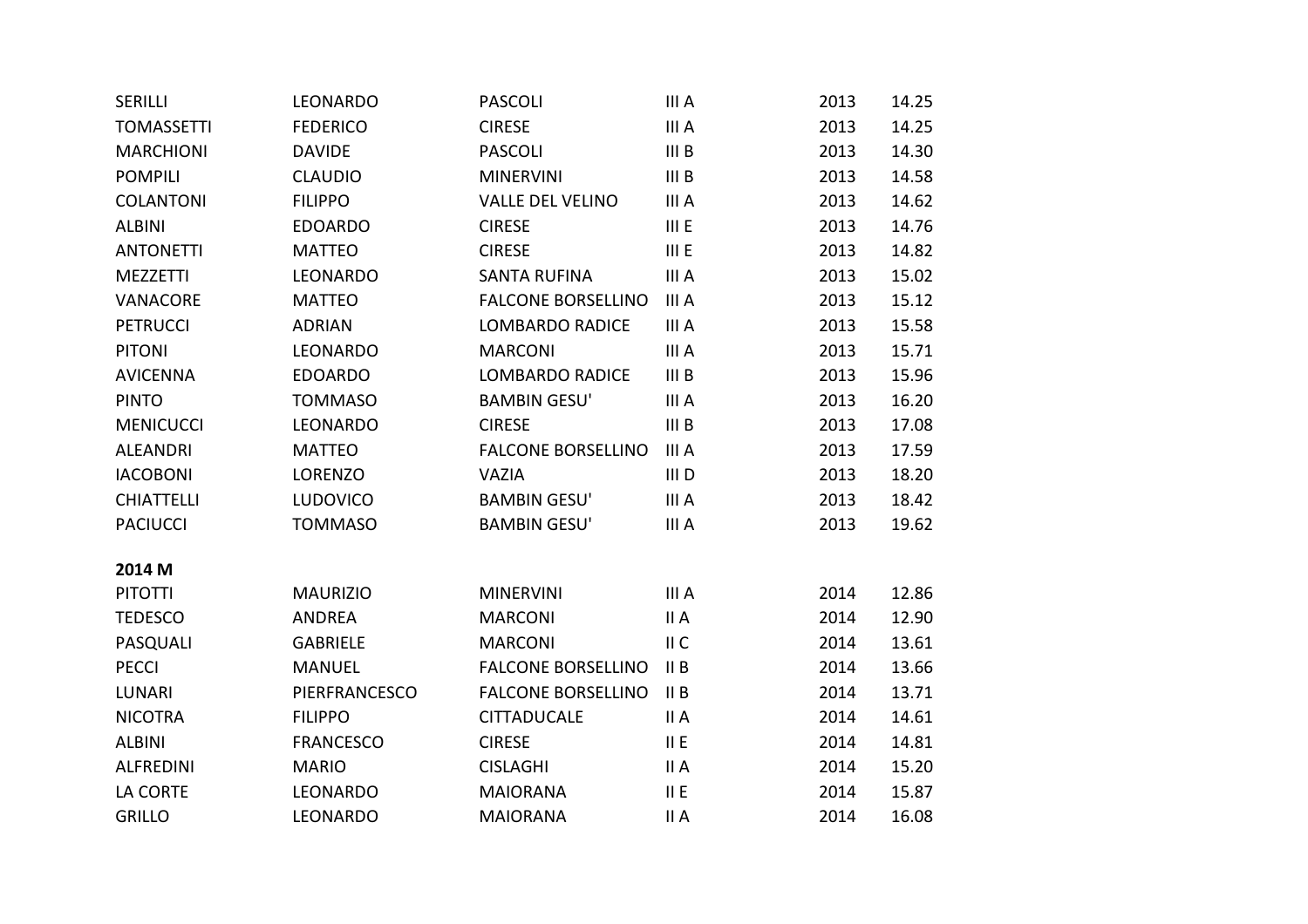| | | | | | |
|---|---|---|---|---|---|
| SERILLI | LEONARDO | PASCOLI | III A | 2013 | 14.25 |
| TOMASSETTI | FEDERICO | CIRESE | III A | 2013 | 14.25 |
| MARCHIONI | DAVIDE | PASCOLI | III B | 2013 | 14.30 |
| POMPILI | CLAUDIO | MINERVINI | III B | 2013 | 14.58 |
| COLANTONI | FILIPPO | VALLE DEL VELINO | III A | 2013 | 14.62 |
| ALBINI | EDOARDO | CIRESE | III E | 2013 | 14.76 |
| ANTONETTI | MATTEO | CIRESE | III E | 2013 | 14.82 |
| MEZZETTI | LEONARDO | SANTA RUFINA | III A | 2013 | 15.02 |
| VANACORE | MATTEO | FALCONE BORSELLINO | III A | 2013 | 15.12 |
| PETRUCCI | ADRIAN | LOMBARDO RADICE | III A | 2013 | 15.58 |
| PITONI | LEONARDO | MARCONI | III A | 2013 | 15.71 |
| AVICENNA | EDOARDO | LOMBARDO RADICE | III B | 2013 | 15.96 |
| PINTO | TOMMASO | BAMBIN GESU' | III A | 2013 | 16.20 |
| MENICUCCI | LEONARDO | CIRESE | III B | 2013 | 17.08 |
| ALEANDRI | MATTEO | FALCONE BORSELLINO | III A | 2013 | 17.59 |
| IACOBONI | LORENZO | VAZIA | III D | 2013 | 18.20 |
| CHIATTELLI | LUDOVICO | BAMBIN GESU' | III A | 2013 | 18.42 |
| PACIUCCI | TOMMASO | BAMBIN GESU' | III A | 2013 | 19.62 |

**2014 M**

| | | | | | |
|---|---|---|---|---|---|
| PITOTTI | MAURIZIO | MINERVINI | III A | 2014 | 12.86 |
| TEDESCO | ANDREA | MARCONI | II A | 2014 | 12.90 |
| PASQUALI | GABRIELE | MARCONI | II C | 2014 | 13.61 |
| PECCI | MANUEL | FALCONE BORSELLINO | II B | 2014 | 13.66 |
| LUNARI | PIERFRANCESCO | FALCONE BORSELLINO | II B | 2014 | 13.71 |
| NICOTRA | FILIPPO | CITTADUCALE | II A | 2014 | 14.61 |
| ALBINI | FRANCESCO | CIRESE | II E | 2014 | 14.81 |
| ALFREDINI | MARIO | CISLAGHI | II A | 2014 | 15.20 |
| LA CORTE | LEONARDO | MAIORANA | II E | 2014 | 15.87 |
| GRILLO | LEONARDO | MAIORANA | II A | 2014 | 16.08 |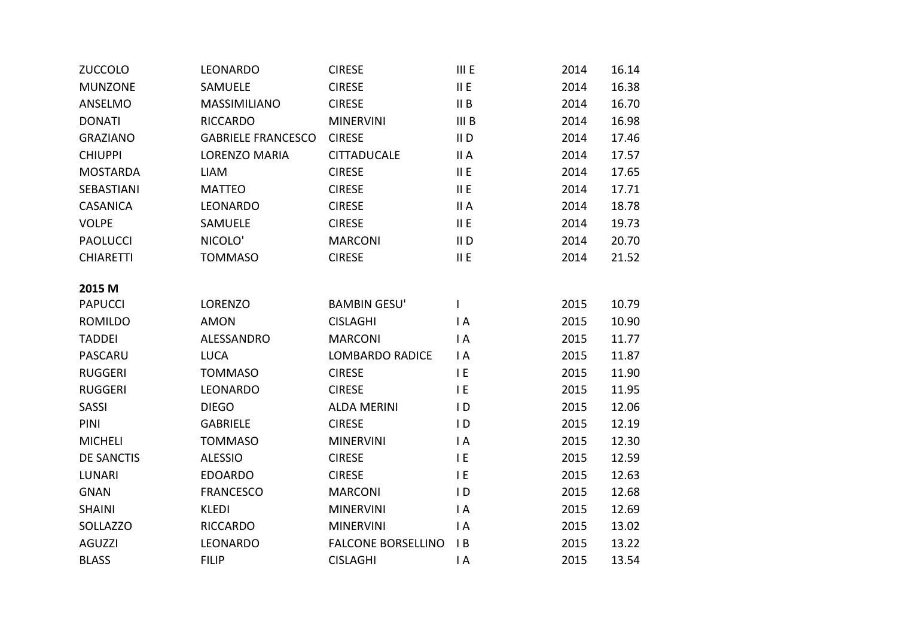| | | | | | |
|---|---|---|---|---|---|
| ZUCCOLO | LEONARDO | CIRESE | III E | 2014 | 16.14 |
| MUNZONE | SAMUELE | CIRESE | II E | 2014 | 16.38 |
| ANSELMO | MASSIMILIANO | CIRESE | II B | 2014 | 16.70 |
| DONATI | RICCARDO | MINERVINI | III B | 2014 | 16.98 |
| GRAZIANO | GABRIELE FRANCESCO | CIRESE | II D | 2014 | 17.46 |
| CHIUPPI | LORENZO MARIA | CITTADUCALE | II A | 2014 | 17.57 |
| MOSTARDA | LIAM | CIRESE | II E | 2014 | 17.65 |
| SEBASTIANI | MATTEO | CIRESE | II E | 2014 | 17.71 |
| CASANICA | LEONARDO | CIRESE | II A | 2014 | 18.78 |
| VOLPE | SAMUELE | CIRESE | II E | 2014 | 19.73 |
| PAOLUCCI | NICOLO' | MARCONI | II D | 2014 | 20.70 |
| CHIARETTI | TOMMASO | CIRESE | II E | 2014 | 21.52 |

**2015 M**

| | | | | | |
|---|---|---|---|---|---|
| PAPUCCI | LORENZO | BAMBIN GESU' | I | 2015 | 10.79 |
| ROMILDO | AMON | CISLAGHI | I A | 2015 | 10.90 |
| TADDEI | ALESSANDRO | MARCONI | I A | 2015 | 11.77 |
| PASCARU | LUCA | LOMBARDO RADICE | I A | 2015 | 11.87 |
| RUGGERI | TOMMASO | CIRESE | I E | 2015 | 11.90 |
| RUGGERI | LEONARDO | CIRESE | I E | 2015 | 11.95 |
| SASSI | DIEGO | ALDA MERINI | I D | 2015 | 12.06 |
| PINI | GABRIELE | CIRESE | I D | 2015 | 12.19 |
| MICHELI | TOMMASO | MINERVINI | I A | 2015 | 12.30 |
| DE SANCTIS | ALESSIO | CIRESE | I E | 2015 | 12.59 |
| LUNARI | EDOARDO | CIRESE | I E | 2015 | 12.63 |
| GNAN | FRANCESCO | MARCONI | I D | 2015 | 12.68 |
| SHAINI | KLEDI | MINERVINI | I A | 2015 | 12.69 |
| SOLLAZZO | RICCARDO | MINERVINI | I A | 2015 | 13.02 |
| AGUZZI | LEONARDO | FALCONE BORSELLINO | I B | 2015 | 13.22 |
| BLASS | FILIP | CISLAGHI | I A | 2015 | 13.54 |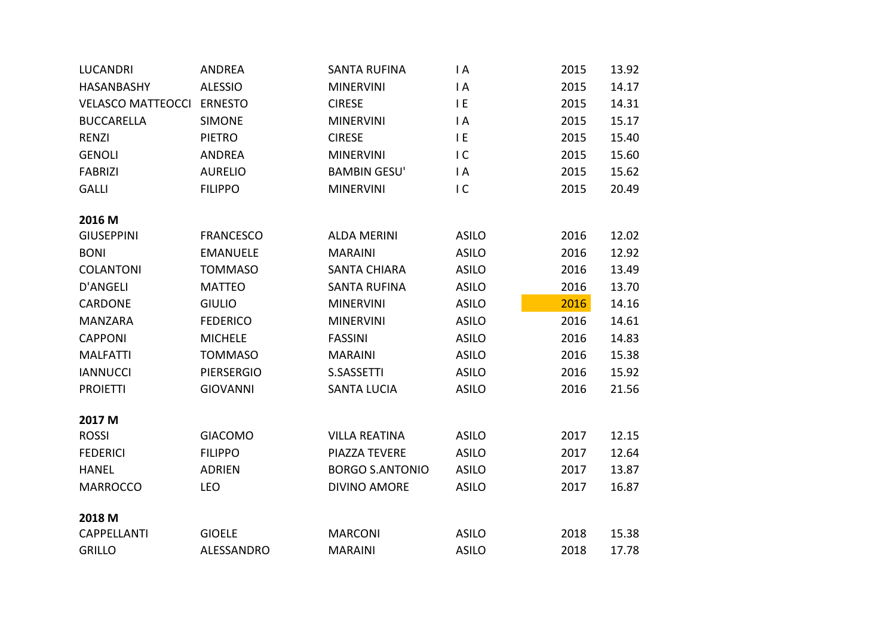| | | | | | |
|---|---|---|---|---|---|
| LUCANDRI | ANDREA | SANTA RUFINA | I A | 2015 | 13.92 |
| HASANBASHY | ALESSIO | MINERVINI | I A | 2015 | 14.17 |
| VELASCO MATTEOCCI | ERNESTO | CIRESE | I E | 2015 | 14.31 |
| BUCCARELLA | SIMONE | MINERVINI | I A | 2015 | 15.17 |
| RENZI | PIETRO | CIRESE | I E | 2015 | 15.40 |
| GENOLI | ANDREA | MINERVINI | I C | 2015 | 15.60 |
| FABRIZI | AURELIO | BAMBIN GESU' | I A | 2015 | 15.62 |
| GALLI | FILIPPO | MINERVINI | I C | 2015 | 20.49 |

**2016 M**

| | | | | | |
|---|---|---|---|---|---|
| GIUSEPPINI | FRANCESCO | ALDA MERINI | ASILO | 2016 | 12.02 |
| BONI | EMANUELE | MARAINI | ASILO | 2016 | 12.92 |
| COLANTONI | TOMMASO | SANTA CHIARA | ASILO | 2016 | 13.49 |
| D'ANGELI | MATTEO | SANTA RUFINA | ASILO | 2016 | 13.70 |
| CARDONE | GIULIO | MINERVINI | ASILO | 2016 | 14.16 |
| MANZARA | FEDERICO | MINERVINI | ASILO | 2016 | 14.61 |
| CAPPONI | MICHELE | FASSINI | ASILO | 2016 | 14.83 |
| MALFATTI | TOMMASO | MARAINI | ASILO | 2016 | 15.38 |
| IANNUCCI | PIERSERGIO | S.SASSETTI | ASILO | 2016 | 15.92 |
| PROIETTI | GIOVANNI | SANTA LUCIA | ASILO | 2016 | 21.56 |

**2017 M**

| | | | | | |
|---|---|---|---|---|---|
| ROSSI | GIACOMO | VILLA REATINA | ASILO | 2017 | 12.15 |
| FEDERICI | FILIPPO | PIAZZA TEVERE | ASILO | 2017 | 12.64 |
| HANEL | ADRIEN | BORGO S.ANTONIO | ASILO | 2017 | 13.87 |
| MARROCCO | LEO | DIVINO AMORE | ASILO | 2017 | 16.87 |

**2018 M**

| | | | | | |
|---|---|---|---|---|---|
| CAPPELLANTI | GIOELE | MARCONI | ASILO | 2018 | 15.38 |
| GRILLO | ALESSANDRO | MARAINI | ASILO | 2018 | 17.78 |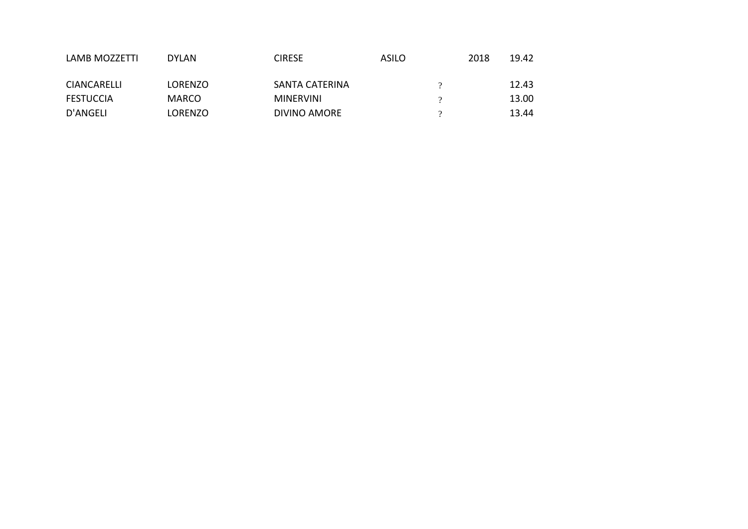| | | | | | | |
|---|---|---|---|---|---|---|
| LAMB MOZZETTI | DYLAN | CIRESE | ASILO | | 2018 | 19.42 |
| | | | | | | |
| CIANCARELLI | LORENZO | SANTA CATERINA | | ? | | 12.43 |
| FESTUCCIA | MARCO | MINERVINI | | ? | | 13.00 |
| D'ANGELI | LORENZO | DIVINO AMORE | | ? | | 13.44 |